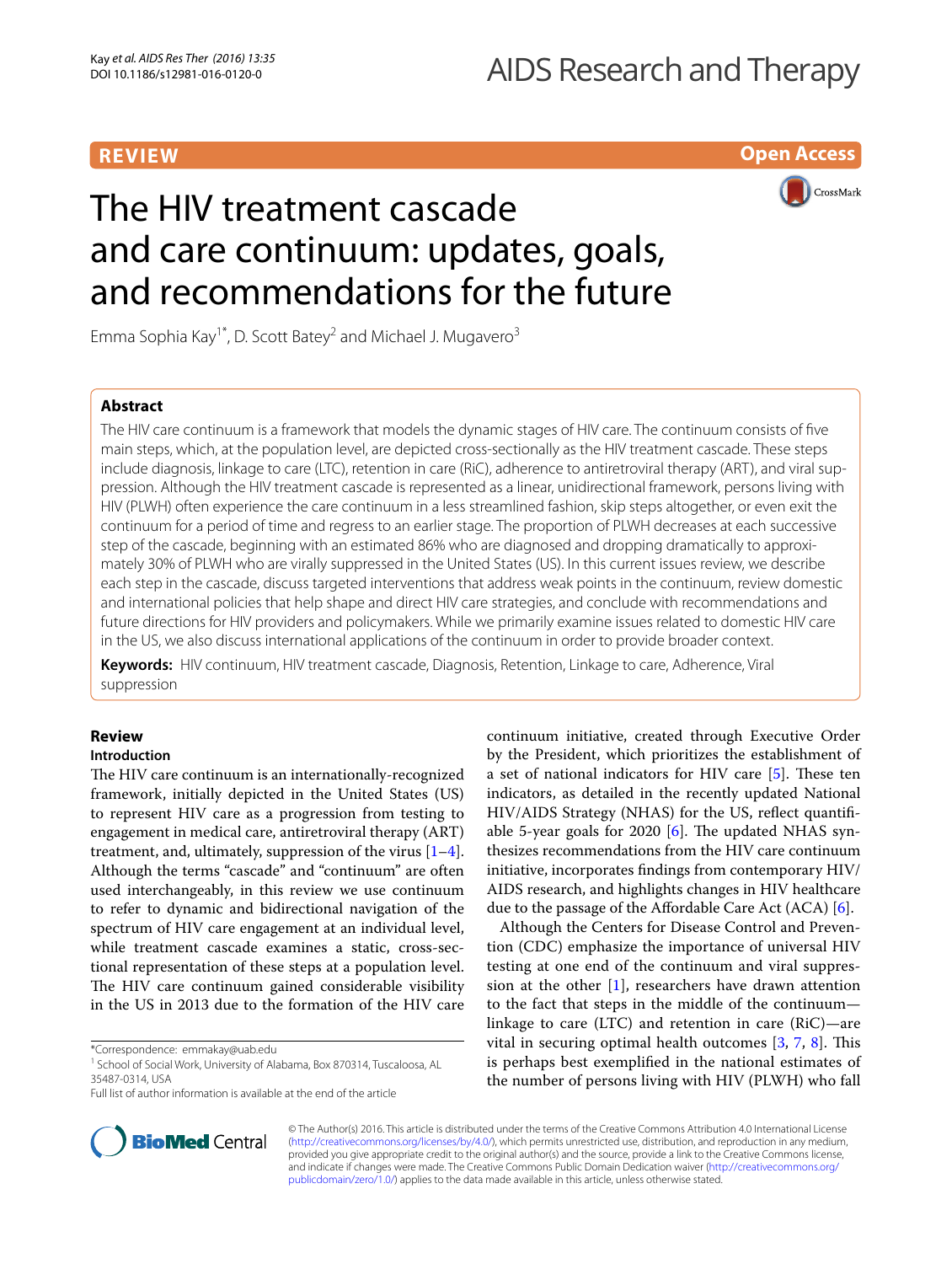REVIEW

Open Access

# The HIV treatment cascade and care continuum: updates, goals, and recommendations for the future

Emma Sophia Kay[1*], D. Scott Batey[2] and Michael J. Mugavero[3]

## Abstract

The HIV care continuum is a framework that models the dynamic stages of HIV care. The continuum consists of five main steps, which, at the population level, are depicted cross-sectionally as the HIV treatment cascade. These steps include diagnosis, linkage to care (LTC), retention in care (RiC), adherence to antiretroviral therapy (ART), and viral suppression. Although the HIV treatment cascade is represented as a linear, unidirectional framework, persons living with HIV (PLWH) often experience the care continuum in a less streamlined fashion, skip steps altogether, or even exit the continuum for a period of time and regress to an earlier stage. The proportion of PLWH decreases at each successive step of the cascade, beginning with an estimated 86% who are diagnosed and dropping dramatically to approximately 30% of PLWH who are virally suppressed in the United States (US). In this current issues review, we describe each step in the cascade, discuss targeted interventions that address weak points in the continuum, review domestic and international policies that help shape and direct HIV care strategies, and conclude with recommendations and future directions for HIV providers and policymakers. While we primarily examine issues related to domestic HIV care in the US, we also discuss international applications of the continuum in order to provide broader context.

**Keywords:** HIV continuum, HIV treatment cascade, Diagnosis, Retention, Linkage to care, Adherence, Viral suppression

## Review

### Introduction

The HIV care continuum is an internationally-recognized framework, initially depicted in the United States (US) to represent HIV care as a progression from testing to engagement in medical care, antiretroviral therapy (ART) treatment, and, ultimately, suppression of the virus [1–4]. Although the terms "cascade" and "continuum" are often used interchangeably, in this review we use continuum to refer to dynamic and bidirectional navigation of the spectrum of HIV care engagement at an individual level, while treatment cascade examines a static, cross-sectional representation of these steps at a population level. The HIV care continuum gained considerable visibility in the US in 2013 due to the formation of the HIV care continuum initiative, created through Executive Order by the President, which prioritizes the establishment of a set of national indicators for HIV care [5]. These ten indicators, as detailed in the recently updated National HIV/AIDS Strategy (NHAS) for the US, reflect quantifiable 5-year goals for 2020 [6]. The updated NHAS synthesizes recommendations from the HIV care continuum initiative, incorporates findings from contemporary HIV/AIDS research, and highlights changes in HIV healthcare due to the passage of the Affordable Care Act (ACA) [6].

Although the Centers for Disease Control and Prevention (CDC) emphasize the importance of universal HIV testing at one end of the continuum and viral suppression at the other [1], researchers have drawn attention to the fact that steps in the middle of the continuum—linkage to care (LTC) and retention in care (RiC)—are vital in securing optimal health outcomes [3, 7, 8]. This is perhaps best exemplified in the national estimates of the number of persons living with HIV (PLWH) who fall

*Correspondence: emmakay@uab.edu
[1] School of Social Work, University of Alabama, Box 870314, Tuscaloosa, AL 35487-0314, USA
Full list of author information is available at the end of the article

© The Author(s) 2016. This article is distributed under the terms of the Creative Commons Attribution 4.0 International License (http://creativecommons.org/licenses/by/4.0/), which permits unrestricted use, distribution, and reproduction in any medium, provided you give appropriate credit to the original author(s) and the source, provide a link to the Creative Commons license, and indicate if changes were made. The Creative Commons Public Domain Dedication waiver (http://creativecommons.org/publicdomain/zero/1.0/) applies to the data made available in this article, unless otherwise stated.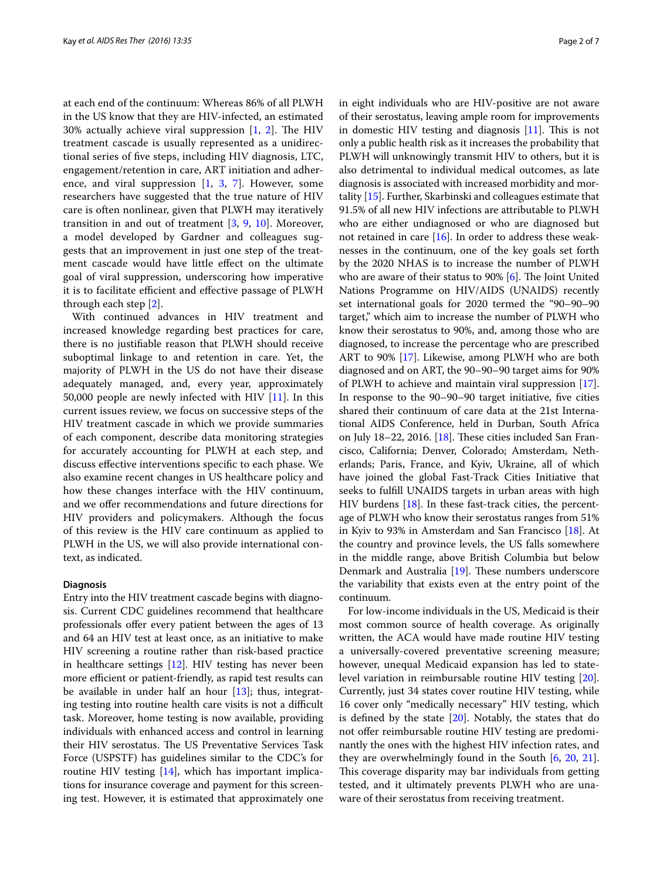at each end of the continuum: Whereas 86% of all PLWH in the US know that they are HIV-infected, an estimated 30% actually achieve viral suppression [1, 2]. The HIV treatment cascade is usually represented as a unidirectional series of five steps, including HIV diagnosis, LTC, engagement/retention in care, ART initiation and adherence, and viral suppression [1, 3, 7]. However, some researchers have suggested that the true nature of HIV care is often nonlinear, given that PLWH may iteratively transition in and out of treatment [3, 9, 10]. Moreover, a model developed by Gardner and colleagues suggests that an improvement in just one step of the treatment cascade would have little effect on the ultimate goal of viral suppression, underscoring how imperative it is to facilitate efficient and effective passage of PLWH through each step [2].

With continued advances in HIV treatment and increased knowledge regarding best practices for care, there is no justifiable reason that PLWH should receive suboptimal linkage to and retention in care. Yet, the majority of PLWH in the US do not have their disease adequately managed, and, every year, approximately 50,000 people are newly infected with HIV [11]. In this current issues review, we focus on successive steps of the HIV treatment cascade in which we provide summaries of each component, describe data monitoring strategies for accurately accounting for PLWH at each step, and discuss effective interventions specific to each phase. We also examine recent changes in US healthcare policy and how these changes interface with the HIV continuum, and we offer recommendations and future directions for HIV providers and policymakers. Although the focus of this review is the HIV care continuum as applied to PLWH in the US, we will also provide international context, as indicated.

## Diagnosis

Entry into the HIV treatment cascade begins with diagnosis. Current CDC guidelines recommend that healthcare professionals offer every patient between the ages of 13 and 64 an HIV test at least once, as an initiative to make HIV screening a routine rather than risk-based practice in healthcare settings [12]. HIV testing has never been more efficient or patient-friendly, as rapid test results can be available in under half an hour [13]; thus, integrating testing into routine health care visits is not a difficult task. Moreover, home testing is now available, providing individuals with enhanced access and control in learning their HIV serostatus. The US Preventative Services Task Force (USPSTF) has guidelines similar to the CDC's for routine HIV testing [14], which has important implications for insurance coverage and payment for this screening test. However, it is estimated that approximately one in eight individuals who are HIV-positive are not aware of their serostatus, leaving ample room for improvements in domestic HIV testing and diagnosis [11]. This is not only a public health risk as it increases the probability that PLWH will unknowingly transmit HIV to others, but it is also detrimental to individual medical outcomes, as late diagnosis is associated with increased morbidity and mortality [15]. Further, Skarbinski and colleagues estimate that 91.5% of all new HIV infections are attributable to PLWH who are either undiagnosed or who are diagnosed but not retained in care [16]. In order to address these weaknesses in the continuum, one of the key goals set forth by the 2020 NHAS is to increase the number of PLWH who are aware of their status to 90% [6]. The Joint United Nations Programme on HIV/AIDS (UNAIDS) recently set international goals for 2020 termed the "90–90–90 target," which aim to increase the number of PLWH who know their serostatus to 90%, and, among those who are diagnosed, to increase the percentage who are prescribed ART to 90% [17]. Likewise, among PLWH who are both diagnosed and on ART, the 90–90–90 target aims for 90% of PLWH to achieve and maintain viral suppression [17]. In response to the 90–90–90 target initiative, five cities shared their continuum of care data at the 21st International AIDS Conference, held in Durban, South Africa on July 18–22, 2016. [18]. These cities included San Francisco, California; Denver, Colorado; Amsterdam, Netherlands; Paris, France, and Kyiv, Ukraine, all of which have joined the global Fast-Track Cities Initiative that seeks to fulfill UNAIDS targets in urban areas with high HIV burdens [18]. In these fast-track cities, the percentage of PLWH who know their serostatus ranges from 51% in Kyiv to 93% in Amsterdam and San Francisco [18]. At the country and province levels, the US falls somewhere in the middle range, above British Columbia but below Denmark and Australia [19]. These numbers underscore the variability that exists even at the entry point of the continuum.

For low-income individuals in the US, Medicaid is their most common source of health coverage. As originally written, the ACA would have made routine HIV testing a universally-covered preventative screening measure; however, unequal Medicaid expansion has led to state-level variation in reimbursable routine HIV testing [20]. Currently, just 34 states cover routine HIV testing, while 16 cover only "medically necessary" HIV testing, which is defined by the state [20]. Notably, the states that do not offer reimbursable routine HIV testing are predominantly the ones with the highest HIV infection rates, and they are overwhelmingly found in the South [6, 20, 21]. This coverage disparity may bar individuals from getting tested, and it ultimately prevents PLWH who are unaware of their serostatus from receiving treatment.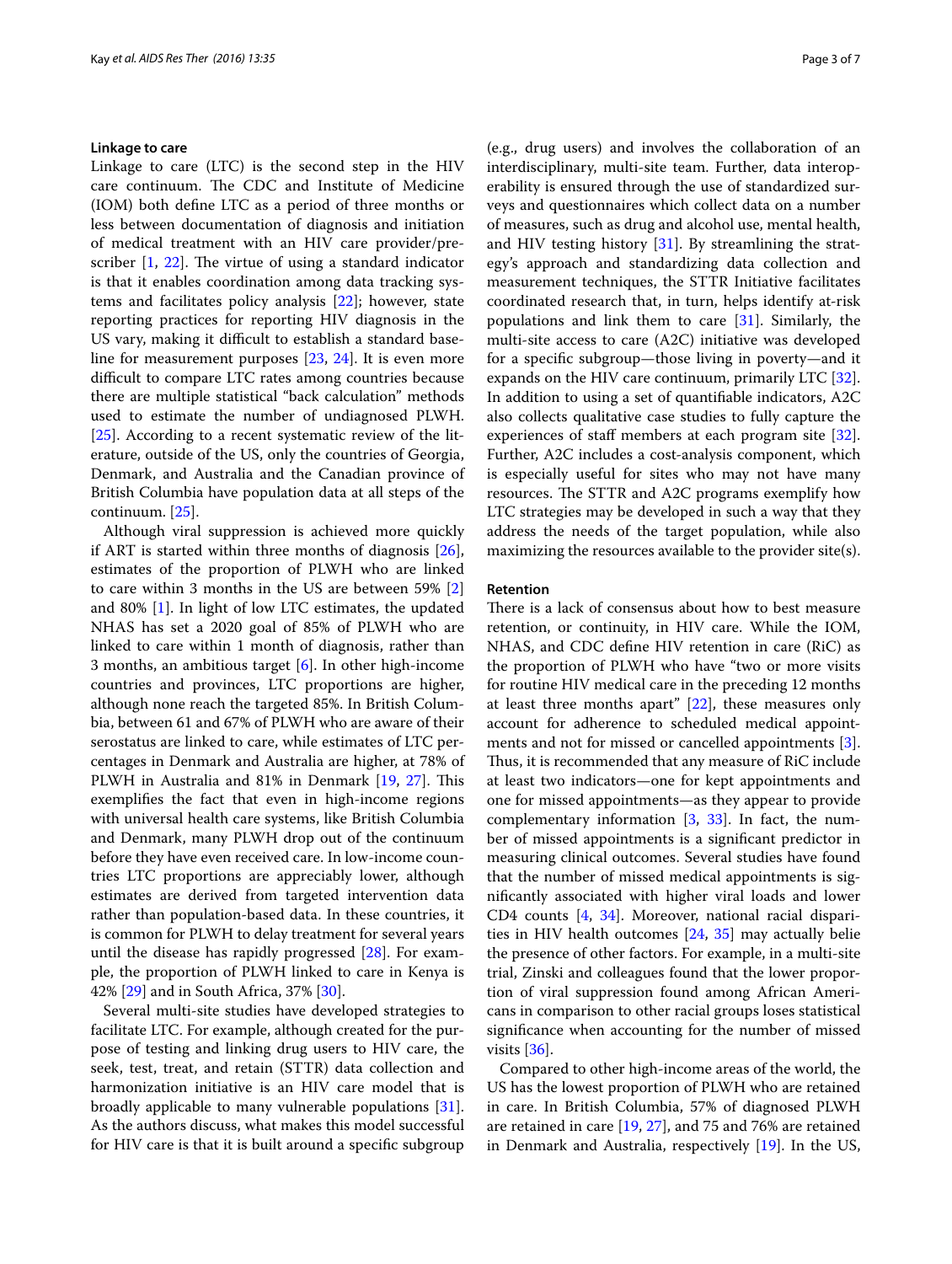### Linkage to care

Linkage to care (LTC) is the second step in the HIV care continuum. The CDC and Institute of Medicine (IOM) both define LTC as a period of three months or less between documentation of diagnosis and initiation of medical treatment with an HIV care provider/prescriber [1, 22]. The virtue of using a standard indicator is that it enables coordination among data tracking systems and facilitates policy analysis [22]; however, state reporting practices for reporting HIV diagnosis in the US vary, making it difficult to establish a standard baseline for measurement purposes [23, 24]. It is even more difficult to compare LTC rates among countries because there are multiple statistical "back calculation" methods used to estimate the number of undiagnosed PLWH. [25]. According to a recent systematic review of the literature, outside of the US, only the countries of Georgia, Denmark, and Australia and the Canadian province of British Columbia have population data at all steps of the continuum. [25].

Although viral suppression is achieved more quickly if ART is started within three months of diagnosis [26], estimates of the proportion of PLWH who are linked to care within 3 months in the US are between 59% [2] and 80% [1]. In light of low LTC estimates, the updated NHAS has set a 2020 goal of 85% of PLWH who are linked to care within 1 month of diagnosis, rather than 3 months, an ambitious target [6]. In other high-income countries and provinces, LTC proportions are higher, although none reach the targeted 85%. In British Columbia, between 61 and 67% of PLWH who are aware of their serostatus are linked to care, while estimates of LTC percentages in Denmark and Australia are higher, at 78% of PLWH in Australia and 81% in Denmark [19, 27]. This exemplifies the fact that even in high-income regions with universal health care systems, like British Columbia and Denmark, many PLWH drop out of the continuum before they have even received care. In low-income countries LTC proportions are appreciably lower, although estimates are derived from targeted intervention data rather than population-based data. In these countries, it is common for PLWH to delay treatment for several years until the disease has rapidly progressed [28]. For example, the proportion of PLWH linked to care in Kenya is 42% [29] and in South Africa, 37% [30].

Several multi-site studies have developed strategies to facilitate LTC. For example, although created for the purpose of testing and linking drug users to HIV care, the seek, test, treat, and retain (STTR) data collection and harmonization initiative is an HIV care model that is broadly applicable to many vulnerable populations [31]. As the authors discuss, what makes this model successful for HIV care is that it is built around a specific subgroup (e.g., drug users) and involves the collaboration of an interdisciplinary, multi-site team. Further, data interoperability is ensured through the use of standardized surveys and questionnaires which collect data on a number of measures, such as drug and alcohol use, mental health, and HIV testing history [31]. By streamlining the strategy's approach and standardizing data collection and measurement techniques, the STTR Initiative facilitates coordinated research that, in turn, helps identify at-risk populations and link them to care [31]. Similarly, the multi-site access to care (A2C) initiative was developed for a specific subgroup—those living in poverty—and it expands on the HIV care continuum, primarily LTC [32]. In addition to using a set of quantifiable indicators, A2C also collects qualitative case studies to fully capture the experiences of staff members at each program site [32]. Further, A2C includes a cost-analysis component, which is especially useful for sites who may not have many resources. The STTR and A2C programs exemplify how LTC strategies may be developed in such a way that they address the needs of the target population, while also maximizing the resources available to the provider site(s).

### Retention

There is a lack of consensus about how to best measure retention, or continuity, in HIV care. While the IOM, NHAS, and CDC define HIV retention in care (RiC) as the proportion of PLWH who have "two or more visits for routine HIV medical care in the preceding 12 months at least three months apart" [22], these measures only account for adherence to scheduled medical appointments and not for missed or cancelled appointments [3]. Thus, it is recommended that any measure of RiC include at least two indicators—one for kept appointments and one for missed appointments—as they appear to provide complementary information [3, 33]. In fact, the number of missed appointments is a significant predictor in measuring clinical outcomes. Several studies have found that the number of missed medical appointments is significantly associated with higher viral loads and lower CD4 counts [4, 34]. Moreover, national racial disparities in HIV health outcomes [24, 35] may actually belie the presence of other factors. For example, in a multi-site trial, Zinski and colleagues found that the lower proportion of viral suppression found among African Americans in comparison to other racial groups loses statistical significance when accounting for the number of missed visits [36].

Compared to other high-income areas of the world, the US has the lowest proportion of PLWH who are retained in care. In British Columbia, 57% of diagnosed PLWH are retained in care [19, 27], and 75 and 76% are retained in Denmark and Australia, respectively [19]. In the US,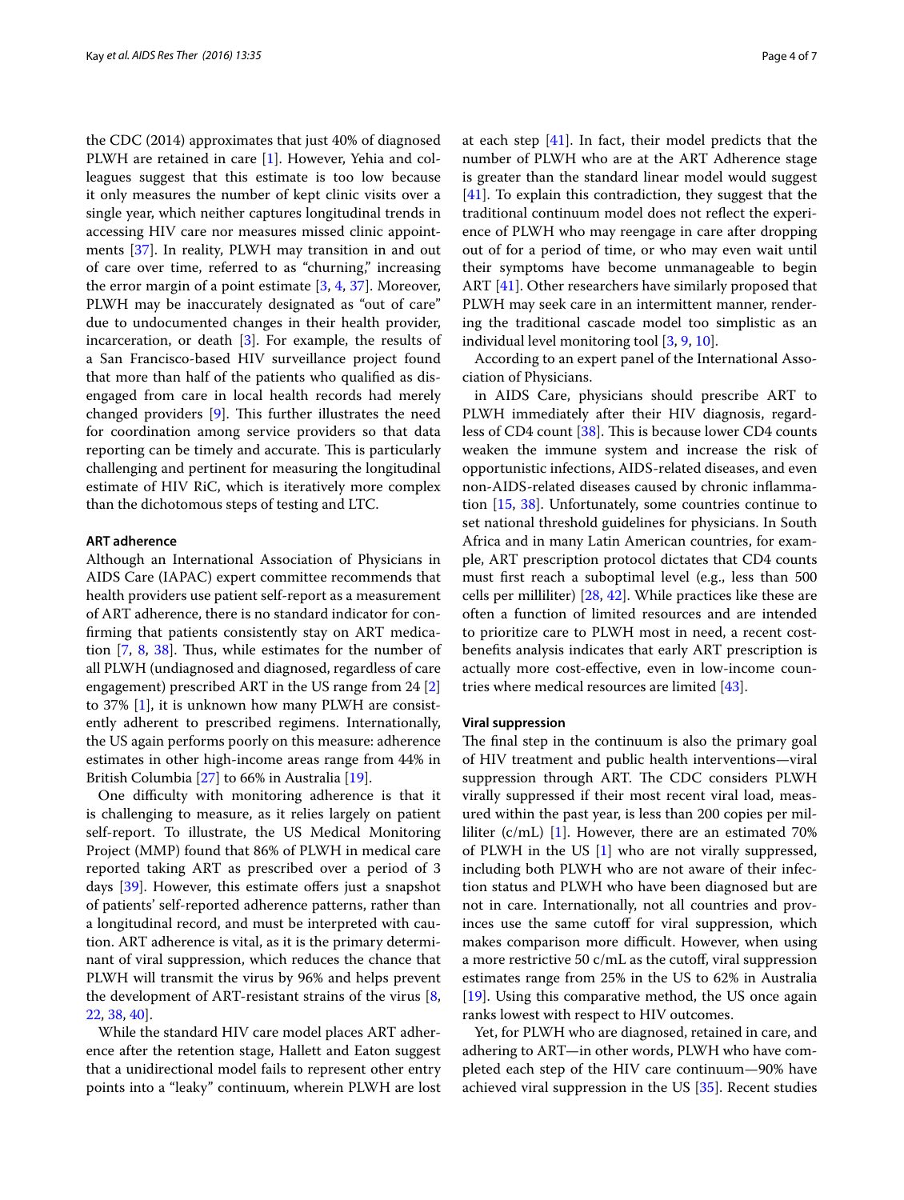the CDC (2014) approximates that just 40% of diagnosed PLWH are retained in care [1]. However, Yehia and colleagues suggest that this estimate is too low because it only measures the number of kept clinic visits over a single year, which neither captures longitudinal trends in accessing HIV care nor measures missed clinic appointments [37]. In reality, PLWH may transition in and out of care over time, referred to as "churning," increasing the error margin of a point estimate [3, 4, 37]. Moreover, PLWH may be inaccurately designated as "out of care" due to undocumented changes in their health provider, incarceration, or death [3]. For example, the results of a San Francisco-based HIV surveillance project found that more than half of the patients who qualified as disengaged from care in local health records had merely changed providers [9]. This further illustrates the need for coordination among service providers so that data reporting can be timely and accurate. This is particularly challenging and pertinent for measuring the longitudinal estimate of HIV RiC, which is iteratively more complex than the dichotomous steps of testing and LTC.

#### ART adherence

Although an International Association of Physicians in AIDS Care (IAPAC) expert committee recommends that health providers use patient self-report as a measurement of ART adherence, there is no standard indicator for confirming that patients consistently stay on ART medication [7, 8, 38]. Thus, while estimates for the number of all PLWH (undiagnosed and diagnosed, regardless of care engagement) prescribed ART in the US range from 24 [2] to 37% [1], it is unknown how many PLWH are consistently adherent to prescribed regimens. Internationally, the US again performs poorly on this measure: adherence estimates in other high-income areas range from 44% in British Columbia [27] to 66% in Australia [19].

One difficulty with monitoring adherence is that it is challenging to measure, as it relies largely on patient self-report. To illustrate, the US Medical Monitoring Project (MMP) found that 86% of PLWH in medical care reported taking ART as prescribed over a period of 3 days [39]. However, this estimate offers just a snapshot of patients' self-reported adherence patterns, rather than a longitudinal record, and must be interpreted with caution. ART adherence is vital, as it is the primary determinant of viral suppression, which reduces the chance that PLWH will transmit the virus by 96% and helps prevent the development of ART-resistant strains of the virus [8, 22, 38, 40].

While the standard HIV care model places ART adherence after the retention stage, Hallett and Eaton suggest that a unidirectional model fails to represent other entry points into a "leaky" continuum, wherein PLWH are lost at each step [41]. In fact, their model predicts that the number of PLWH who are at the ART Adherence stage is greater than the standard linear model would suggest [41]. To explain this contradiction, they suggest that the traditional continuum model does not reflect the experience of PLWH who may reengage in care after dropping out of for a period of time, or who may even wait until their symptoms have become unmanageable to begin ART [41]. Other researchers have similarly proposed that PLWH may seek care in an intermittent manner, rendering the traditional cascade model too simplistic as an individual level monitoring tool [3, 9, 10].

According to an expert panel of the International Association of Physicians.

in AIDS Care, physicians should prescribe ART to PLWH immediately after their HIV diagnosis, regardless of CD4 count [38]. This is because lower CD4 counts weaken the immune system and increase the risk of opportunistic infections, AIDS-related diseases, and even non-AIDS-related diseases caused by chronic inflammation [15, 38]. Unfortunately, some countries continue to set national threshold guidelines for physicians. In South Africa and in many Latin American countries, for example, ART prescription protocol dictates that CD4 counts must first reach a suboptimal level (e.g., less than 500 cells per milliliter) [28, 42]. While practices like these are often a function of limited resources and are intended to prioritize care to PLWH most in need, a recent cost-benefits analysis indicates that early ART prescription is actually more cost-effective, even in low-income countries where medical resources are limited [43].

#### Viral suppression

The final step in the continuum is also the primary goal of HIV treatment and public health interventions—viral suppression through ART. The CDC considers PLWH virally suppressed if their most recent viral load, measured within the past year, is less than 200 copies per milliliter (c/mL) [1]. However, there are an estimated 70% of PLWH in the US [1] who are not virally suppressed, including both PLWH who are not aware of their infection status and PLWH who have been diagnosed but are not in care. Internationally, not all countries and provinces use the same cutoff for viral suppression, which makes comparison more difficult. However, when using a more restrictive 50 c/mL as the cutoff, viral suppression estimates range from 25% in the US to 62% in Australia [19]. Using this comparative method, the US once again ranks lowest with respect to HIV outcomes.

Yet, for PLWH who are diagnosed, retained in care, and adhering to ART—in other words, PLWH who have completed each step of the HIV care continuum—90% have achieved viral suppression in the US [35]. Recent studies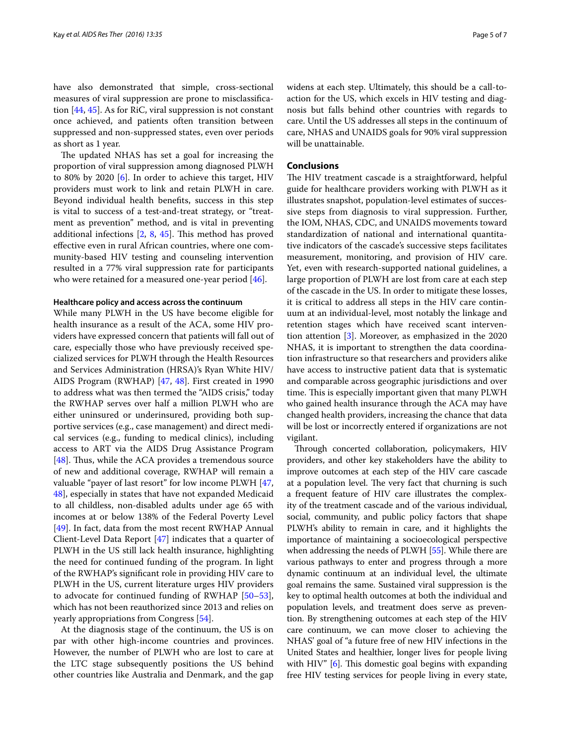have also demonstrated that simple, cross-sectional measures of viral suppression are prone to misclassification [44, 45]. As for RiC, viral suppression is not constant once achieved, and patients often transition between suppressed and non-suppressed states, even over periods as short as 1 year.

The updated NHAS has set a goal for increasing the proportion of viral suppression among diagnosed PLWH to 80% by 2020 [6]. In order to achieve this target, HIV providers must work to link and retain PLWH in care. Beyond individual health benefits, success in this step is vital to success of a test-and-treat strategy, or "treatment as prevention" method, and is vital in preventing additional infections [2, 8, 45]. This method has proved effective even in rural African countries, where one community-based HIV testing and counseling intervention resulted in a 77% viral suppression rate for participants who were retained for a measured one-year period [46].

#### Healthcare policy and access across the continuum

While many PLWH in the US have become eligible for health insurance as a result of the ACA, some HIV providers have expressed concern that patients will fall out of care, especially those who have previously received specialized services for PLWH through the Health Resources and Services Administration (HRSA)'s Ryan White HIV/AIDS Program (RWHAP) [47, 48]. First created in 1990 to address what was then termed the "AIDS crisis," today the RWHAP serves over half a million PLWH who are either uninsured or underinsured, providing both supportive services (e.g., case management) and direct medical services (e.g., funding to medical clinics), including access to ART via the AIDS Drug Assistance Program [48]. Thus, while the ACA provides a tremendous source of new and additional coverage, RWHAP will remain a valuable "payer of last resort" for low income PLWH [47, 48], especially in states that have not expanded Medicaid to all childless, non-disabled adults under age 65 with incomes at or below 138% of the Federal Poverty Level [49]. In fact, data from the most recent RWHAP Annual Client-Level Data Report [47] indicates that a quarter of PLWH in the US still lack health insurance, highlighting the need for continued funding of the program. In light of the RWHAP's significant role in providing HIV care to PLWH in the US, current literature urges HIV providers to advocate for continued funding of RWHAP [50–53], which has not been reauthorized since 2013 and relies on yearly appropriations from Congress [54].

At the diagnosis stage of the continuum, the US is on par with other high-income countries and provinces. However, the number of PLWH who are lost to care at the LTC stage subsequently positions the US behind other countries like Australia and Denmark, and the gap widens at each step. Ultimately, this should be a call-to-action for the US, which excels in HIV testing and diagnosis but falls behind other countries with regards to care. Until the US addresses all steps in the continuum of care, NHAS and UNAIDS goals for 90% viral suppression will be unattainable.

## Conclusions

The HIV treatment cascade is a straightforward, helpful guide for healthcare providers working with PLWH as it illustrates snapshot, population-level estimates of successive steps from diagnosis to viral suppression. Further, the IOM, NHAS, CDC, and UNAIDS movements toward standardization of national and international quantitative indicators of the cascade's successive steps facilitates measurement, monitoring, and provision of HIV care. Yet, even with research-supported national guidelines, a large proportion of PLWH are lost from care at each step of the cascade in the US. In order to mitigate these losses, it is critical to address all steps in the HIV care continuum at an individual-level, most notably the linkage and retention stages which have received scant intervention attention [3]. Moreover, as emphasized in the 2020 NHAS, it is important to strengthen the data coordination infrastructure so that researchers and providers alike have access to instructive patient data that is systematic and comparable across geographic jurisdictions and over time. This is especially important given that many PLWH who gained health insurance through the ACA may have changed health providers, increasing the chance that data will be lost or incorrectly entered if organizations are not vigilant.

Through concerted collaboration, policymakers, HIV providers, and other key stakeholders have the ability to improve outcomes at each step of the HIV care cascade at a population level. The very fact that churning is such a frequent feature of HIV care illustrates the complexity of the treatment cascade and of the various individual, social, community, and public policy factors that shape PLWH's ability to remain in care, and it highlights the importance of maintaining a socioecological perspective when addressing the needs of PLWH [55]. While there are various pathways to enter and progress through a more dynamic continuum at an individual level, the ultimate goal remains the same. Sustained viral suppression is the key to optimal health outcomes at both the individual and population levels, and treatment does serve as prevention. By strengthening outcomes at each step of the HIV care continuum, we can move closer to achieving the NHAS' goal of "a future free of new HIV infections in the United States and healthier, longer lives for people living with HIV" [6]. This domestic goal begins with expanding free HIV testing services for people living in every state,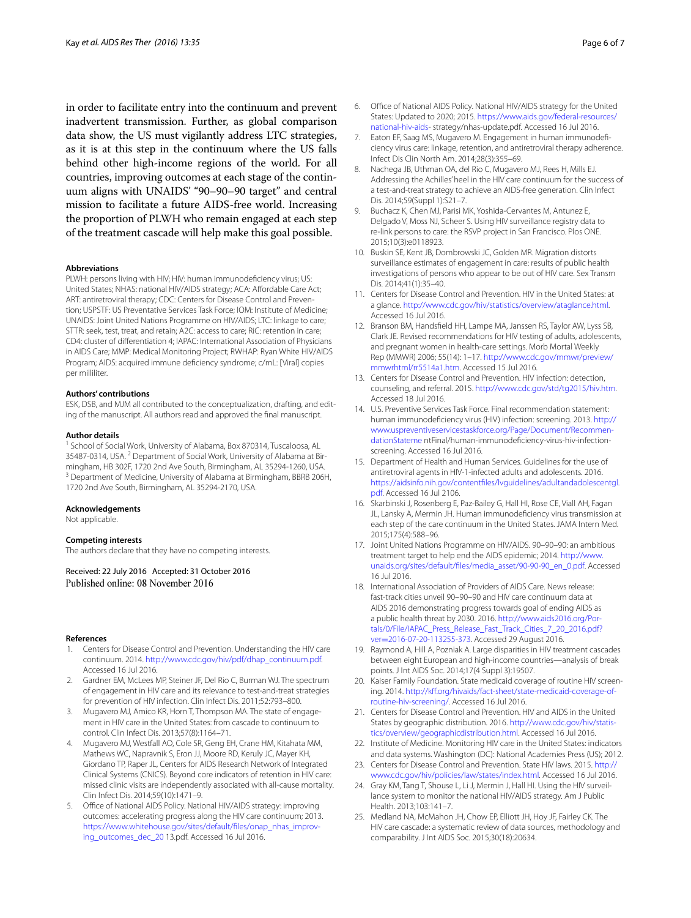in order to facilitate entry into the continuum and prevent inadvertent transmission. Further, as global comparison data show, the US must vigilantly address LTC strategies, as it is at this step in the continuum where the US falls behind other high-income regions of the world. For all countries, improving outcomes at each stage of the continuum aligns with UNAIDS' "90–90–90 target" and central mission to facilitate a future AIDS-free world. Increasing the proportion of PLWH who remain engaged at each step of the treatment cascade will help make this goal possible.

#### Abbreviations

PLWH: persons living with HIV; HIV: human immunodeficiency virus; US: United States; NHAS: national HIV/AIDS strategy; ACA: Affordable Care Act; ART: antiretroviral therapy; CDC: Centers for Disease Control and Prevention; USPSTF: US Preventative Services Task Force; IOM: Institute of Medicine; UNAIDS: Joint United Nations Programme on HIV/AIDS; LTC: linkage to care; STTR: seek, test, treat, and retain; A2C: access to care; RiC: retention in care; CD4: cluster of differentiation 4; IAPAC: International Association of Physicians in AIDS Care; MMP: Medical Monitoring Project; RWHAP: Ryan White HIV/AIDS Program; AIDS: acquired immune deficiency syndrome; c/mL: [Viral] copies per milliliter.

#### Authors' contributions

ESK, DSB, and MJM all contributed to the conceptualization, drafting, and editing of the manuscript. All authors read and approved the final manuscript.

#### Author details

[1] School of Social Work, University of Alabama, Box 870314, Tuscaloosa, AL 35487-0314, USA. [2] Department of Social Work, University of Alabama at Birmingham, HB 302F, 1720 2nd Ave South, Birmingham, AL 35294-1260, USA. [3] Department of Medicine, University of Alabama at Birmingham, BBRB 206H, 1720 2nd Ave South, Birmingham, AL 35294-2170, USA.

#### Acknowledgements

Not applicable.

#### Competing interests

The authors declare that they have no competing interests.

Received: 22 July 2016 Accepted: 31 October 2016
Published online: 08 November 2016

#### References

1. Centers for Disease Control and Prevention. Understanding the HIV care continuum. 2014. http://www.cdc.gov/hiv/pdf/dhap_continuum.pdf. Accessed 16 Jul 2016.
2. Gardner EM, McLees MP, Steiner JF, Del Rio C, Burman WJ. The spectrum of engagement in HIV care and its relevance to test-and-treat strategies for prevention of HIV infection. Clin Infect Dis. 2011;52:793–800.
3. Mugavero MJ, Amico KR, Horn T, Thompson MA. The state of engagement in HIV care in the United States: from cascade to continuum to control. Clin Infect Dis. 2013;57(8):1164–71.
4. Mugavero MJ, Westfall AO, Cole SR, Geng EH, Crane HM, Kitahata MM, Mathews WC, Napravnik S, Eron JJ, Moore RD, Keruly JC, Mayer KH, Giordano TP, Raper JL, Centers for AIDS Research Network of Integrated Clinical Systems (CNICS). Beyond core indicators of retention in HIV care: missed clinic visits are independently associated with all-cause mortality. Clin Infect Dis. 2014;59(10):1471–9.
5. Office of National AIDS Policy. National HIV/AIDS strategy: improving outcomes: accelerating progress along the HIV care continuum; 2013. https://www.whitehouse.gov/sites/default/files/onap_nhas_improving_outcomes_dec_20 13.pdf. Accessed 16 Jul 2016.
6. Office of National AIDS Policy. National HIV/AIDS strategy for the United States: Updated to 2020; 2015. https://www.aids.gov/federal-resources/national-hiv-aids- strategy/nhas-update.pdf. Accessed 16 Jul 2016.
7. Eaton EF, Saag MS, Mugavero M. Engagement in human immunodeficiency virus care: linkage, retention, and antiretroviral therapy adherence. Infect Dis Clin North Am. 2014;28(3):355–69.
8. Nachega JB, Uthman OA, del Rio C, Mugavero MJ, Rees H, Mills EJ. Addressing the Achilles' heel in the HIV care continuum for the success of a test-and-treat strategy to achieve an AIDS-free generation. Clin Infect Dis. 2014;59(Suppl 1):S21–7.
9. Buchacz K, Chen MJ, Parisi MK, Yoshida-Cervantes M, Antunez E, Delgado V, Moss NJ, Scheer S. Using HIV surveillance registry data to re-link persons to care: the RSVP project in San Francisco. Plos ONE. 2015;10(3):e0118923.
10. Buskin SE, Kent JB, Dombrowski JC, Golden MR. Migration distorts surveillance estimates of engagement in care: results of public health investigations of persons who appear to be out of HIV care. Sex Transm Dis. 2014;41(1):35–40.
11. Centers for Disease Control and Prevention. HIV in the United States: at a glance. http://www.cdc.gov/hiv/statistics/overview/ataglance.html. Accessed 16 Jul 2016.
12. Branson BM, Handsfield HH, Lampe MA, Janssen RS, Taylor AW, Lyss SB, Clark JE. Revised recommendations for HIV testing of adults, adolescents, and pregnant women in health-care settings. Morb Mortal Weekly Rep (MMWR) 2006; 55(14): 1–17. http://www.cdc.gov/mmwr/preview/mmwrhtml/rr5514a1.htm. Accessed 15 Jul 2016.
13. Centers for Disease Control and Prevention. HIV infection: detection, counseling, and referral. 2015. http://www.cdc.gov/std/tg2015/hiv.htm. Accessed 18 Jul 2016.
14. U.S. Preventive Services Task Force. Final recommendation statement: human immunodeficiency virus (HIV) infection: screening. 2013. http://www.uspreventiveservicestaskforce.org/Page/Document/RecommendationStateme ntFinal/human-immunodeficiency-virus-hiv-infection-screening. Accessed 16 Jul 2016.
15. Department of Health and Human Services. Guidelines for the use of antiretroviral agents in HIV-1-infected adults and adolescents. 2016. https://aidsinfo.nih.gov/contentfiles/lvguidelines/adultandadolescentgl.pdf. Accessed 16 Jul 2106.
16. Skarbinski J, Rosenberg E, Paz-Bailey G, Hall HI, Rose CE, Viall AH, Fagan JL, Lansky A, Mermin JH. Human immunodeficiency virus transmission at each step of the care continuum in the United States. JAMA Intern Med. 2015;175(4):588–96.
17. Joint United Nations Programme on HIV/AIDS. 90–90–90: an ambitious treatment target to help end the AIDS epidemic; 2014. http://www.unaids.org/sites/default/files/media_asset/90-90-90_en_0.pdf. Accessed 16 Jul 2016.
18. International Association of Providers of AIDS Care. News release: fast-track cities unveil 90–90–90 and HIV care continuum data at AIDS 2016 demonstrating progress towards goal of ending AIDS as a public health threat by 2030. 2016. http://www.aids2016.org/Portals/0/File/IAPAC_Press_Release_Fast_Track_Cities_7_20_2016.pdf?ver=2016-07-20-113255-373. Accessed 29 August 2016.
19. Raymond A, Hill A, Pozniak A. Large disparities in HIV treatment cascades between eight European and high-income countries—analysis of break points. J Int AIDS Soc. 2014;17(4 Suppl 3):19507.
20. Kaiser Family Foundation. State medicaid coverage of routine HIV screening. 2014. http://kff.org/hivaids/fact-sheet/state-medicaid-coverage-of-routine-hiv-screening/. Accessed 16 Jul 2016.
21. Centers for Disease Control and Prevention. HIV and AIDS in the United States by geographic distribution. 2016. http://www.cdc.gov/hiv/statistics/overview/geographicdistribution.html. Accessed 16 Jul 2016.
22. Institute of Medicine. Monitoring HIV care in the United States: indicators and data systems. Washington (DC): National Academies Press (US); 2012.
23. Centers for Disease Control and Prevention. State HIV laws. 2015. http://www.cdc.gov/hiv/policies/law/states/index.html. Accessed 16 Jul 2016.
24. Gray KM, Tang T, Shouse L, Li J, Mermin J, Hall HI. Using the HIV surveillance system to monitor the national HIV/AIDS strategy. Am J Public Health. 2013;103:141–7.
25. Medland NA, McMahon JH, Chow EP, Elliott JH, Hoy JF, Fairley CK. The HIV care cascade: a systematic review of data sources, methodology and comparability. J Int AIDS Soc. 2015;30(18):20634.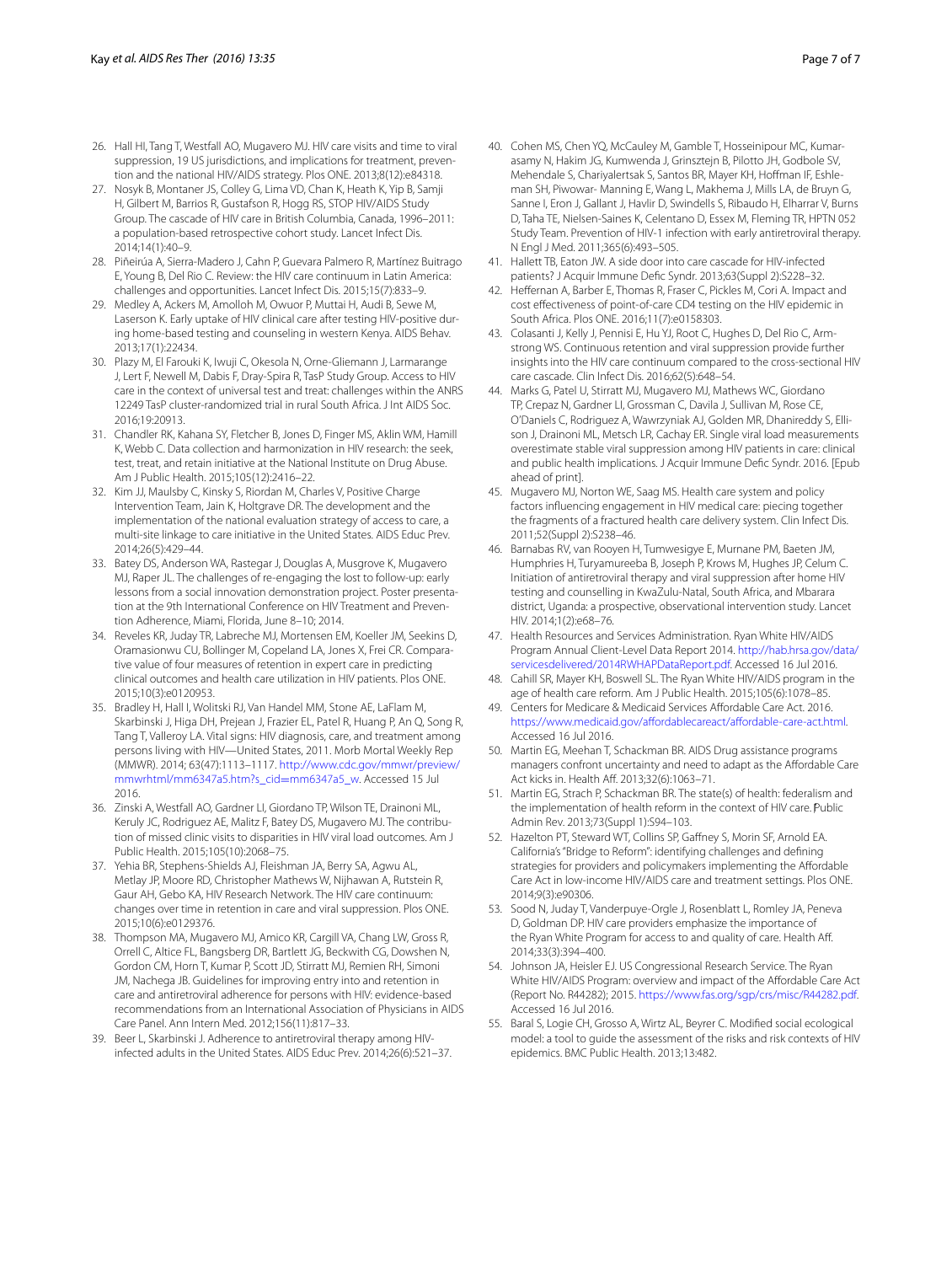26. Hall HI, Tang T, Westfall AO, Mugavero MJ. HIV care visits and time to viral suppression, 19 US jurisdictions, and implications for treatment, prevention and the national HIV/AIDS strategy. Plos ONE. 2013;8(12):e84318.
27. Nosyk B, Montaner JS, Colley G, Lima VD, Chan K, Heath K, Yip B, Samji H, Gilbert M, Barrios R, Gustafson R, Hogg RS, STOP HIV/AIDS Study Group. The cascade of HIV care in British Columbia, Canada, 1996–2011: a population-based retrospective cohort study. Lancet Infect Dis. 2014;14(1):40–9.
28. Piñeirúa A, Sierra-Madero J, Cahn P, Guevara Palmero R, Martínez Buitrago E, Young B, Del Rio C. Review: the HIV care continuum in Latin America: challenges and opportunities. Lancet Infect Dis. 2015;15(7):833–9.
29. Medley A, Ackers M, Amolloh M, Owuor P, Muttai H, Audi B, Sewe M, Laserson K. Early uptake of HIV clinical care after testing HIV-positive during home-based testing and counseling in western Kenya. AIDS Behav. 2013;17(1):22434.
30. Plazy M, El Farouki K, Iwuji C, Okesola N, Orne-Gliemann J, Larmarange J, Lert F, Newell M, Dabis F, Dray-Spira R, TasP Study Group. Access to HIV care in the context of universal test and treat: challenges within the ANRS 12249 TasP cluster-randomized trial in rural South Africa. J Int AIDS Soc. 2016;19:20913.
31. Chandler RK, Kahana SY, Fletcher B, Jones D, Finger MS, Aklin WM, Hamill K, Webb C. Data collection and harmonization in HIV research: the seek, test, treat, and retain initiative at the National Institute on Drug Abuse. Am J Public Health. 2015;105(12):2416–22.
32. Kim JJ, Maulsby C, Kinsky S, Riordan M, Charles V, Positive Charge Intervention Team, Jain K, Holtgrave DR. The development and the implementation of the national evaluation strategy of access to care, a multi-site linkage to care initiative in the United States. AIDS Educ Prev. 2014;26(5):429–44.
33. Batey DS, Anderson WA, Rastegar J, Douglas A, Musgrove K, Mugavero MJ, Raper JL. The challenges of re-engaging the lost to follow-up: early lessons from a social innovation demonstration project. Poster presentation at the 9th International Conference on HIV Treatment and Prevention Adherence, Miami, Florida, June 8–10; 2014.
34. Reveles KR, Juday TR, Labreche MJ, Mortensen EM, Koeller JM, Seekins D, Oramasionwu CU, Bollinger M, Copeland LA, Jones X, Frei CR. Comparative value of four measures of retention in expert care in predicting clinical outcomes and health care utilization in HIV patients. Plos ONE. 2015;10(3):e0120953.
35. Bradley H, Hall I, Wolitski RJ, Van Handel MM, Stone AE, LaFlam M, Skarbinski J, Higa DH, Prejean J, Frazier EL, Patel R, Huang P, An Q, Song R, Tang T, Valleroy LA. Vital signs: HIV diagnosis, care, and treatment among persons living with HIV—United States, 2011. Morb Mortal Weekly Rep (MMWR). 2014; 63(47):1113–1117. http://www.cdc.gov/mmwr/preview/mmwrhtml/mm6347a5.htm?s_cid=mm6347a5_w. Accessed 15 Jul 2016.
36. Zinski A, Westfall AO, Gardner LI, Giordano TP, Wilson TE, Drainoni ML, Keruly JC, Rodriguez AE, Malitz F, Batey DS, Mugavero MJ. The contribution of missed clinic visits to disparities in HIV viral load outcomes. Am J Public Health. 2015;105(10):2068–75.
37. Yehia BR, Stephens-Shields AJ, Fleishman JA, Berry SA, Agwu AL, Metlay JP, Moore RD, Christopher Mathews W, Nijhawan A, Rutstein R, Gaur AH, Gebo KA, HIV Research Network. The HIV care continuum: changes over time in retention in care and viral suppression. Plos ONE. 2015;10(6):e0129376.
38. Thompson MA, Mugavero MJ, Amico KR, Cargill VA, Chang LW, Gross R, Orrell C, Altice FL, Bangsberg DR, Bartlett JG, Beckwith CG, Dowshen N, Gordon CM, Horn T, Kumar P, Scott JD, Stirratt MJ, Remien RH, Simoni JM, Nachega JB. Guidelines for improving entry into and retention in care and antiretroviral adherence for persons with HIV: evidence-based recommendations from an International Association of Physicians in AIDS Care Panel. Ann Intern Med. 2012;156(11):817–33.
39. Beer L, Skarbinski J. Adherence to antiretroviral therapy among HIV-infected adults in the United States. AIDS Educ Prev. 2014;26(6):521–37.
40. Cohen MS, Chen YQ, McCauley M, Gamble T, Hosseinipour MC, Kumarasamy N, Hakim JG, Kumwenda J, Grinsztejn B, Pilotto JH, Godbole SV, Mehendale S, Chariyalertsak S, Santos BR, Mayer KH, Hoffman IF, Eshleman SH, Piwowar- Manning E, Wang L, Makhema J, Mills LA, de Bruyn G, Sanne I, Eron J, Gallant J, Havlir D, Swindells S, Ribaudo H, Elharrar V, Burns D, Taha TE, Nielsen-Saines K, Celentano D, Essex M, Fleming TR, HPTN 052 Study Team. Prevention of HIV-1 infection with early antiretroviral therapy. N Engl J Med. 2011;365(6):493–505.
41. Hallett TB, Eaton JW. A side door into care cascade for HIV-infected patients? J Acquir Immune Defic Syndr. 2013;63(Suppl 2):S228–32.
42. Heffernan A, Barber E, Thomas R, Fraser C, Pickles M, Cori A. Impact and cost effectiveness of point-of-care CD4 testing on the HIV epidemic in South Africa. Plos ONE. 2016;11(7):e0158303.
43. Colasanti J, Kelly J, Pennisi E, Hu YJ, Root C, Hughes D, Del Rio C, Armstrong WS. Continuous retention and viral suppression provide further insights into the HIV care continuum compared to the cross-sectional HIV care cascade. Clin Infect Dis. 2016;62(5):648–54.
44. Marks G, Patel U, Stirratt MJ, Mugavero MJ, Mathews WC, Giordano TP, Crepaz N, Gardner LI, Grossman C, Davila J, Sullivan M, Rose CE, O'Daniels C, Rodriguez A, Wawrzyniak AJ, Golden MR, Dhanireddy S, Ellison J, Drainoni ML, Metsch LR, Cachay ER. Single viral load measurements overestimate stable viral suppression among HIV patients in care: clinical and public health implications. J Acquir Immune Defic Syndr. 2016. [Epub ahead of print].
45. Mugavero MJ, Norton WE, Saag MS. Health care system and policy factors influencing engagement in HIV medical care: piecing together the fragments of a fractured health care delivery system. Clin Infect Dis. 2011;52(Suppl 2):S238–46.
46. Barnabas RV, van Rooyen H, Tumwesigye E, Murnane PM, Baeten JM, Humphries H, Turyamureeba B, Joseph P, Krows M, Hughes JP, Celum C. Initiation of antiretroviral therapy and viral suppression after home HIV testing and counselling in KwaZulu-Natal, South Africa, and Mbarara district, Uganda: a prospective, observational intervention study. Lancet HIV. 2014;1(2):e68–76.
47. Health Resources and Services Administration. Ryan White HIV/AIDS Program Annual Client-Level Data Report 2014. http://hab.hrsa.gov/data/servicesdelivered/2014RWHAPDataReport.pdf. Accessed 16 Jul 2016.
48. Cahill SR, Mayer KH, Boswell SL. The Ryan White HIV/AIDS program in the age of health care reform. Am J Public Health. 2015;105(6):1078–85.
49. Centers for Medicare & Medicaid Services Affordable Care Act. 2016. https://www.medicaid.gov/affordablecareact/affordable-care-act.html. Accessed 16 Jul 2016.
50. Martin EG, Meehan T, Schackman BR. AIDS Drug assistance programs managers confront uncertainty and need to adapt as the Affordable Care Act kicks in. Health Aff. 2013;32(6):1063–71.
51. Martin EG, Strach P, Schackman BR. The state(s) of health: federalism and the implementation of health reform in the context of HIV care. Public Admin Rev. 2013;73(Suppl 1):S94–103.
52. Hazelton PT, Steward WT, Collins SP, Gaffney S, Morin SF, Arnold EA. California's "Bridge to Reform": identifying challenges and defining strategies for providers and policymakers implementing the Affordable Care Act in low-income HIV/AIDS care and treatment settings. Plos ONE. 2014;9(3):e90306.
53. Sood N, Juday T, Vanderpuye-Orgle J, Rosenblatt L, Romley JA, Peneva D, Goldman DP. HIV care providers emphasize the importance of the Ryan White Program for access to and quality of care. Health Aff. 2014;33(3):394–400.
54. Johnson JA, Heisler EJ. US Congressional Research Service. The Ryan White HIV/AIDS Program: overview and impact of the Affordable Care Act (Report No. R44282); 2015. https://www.fas.org/sgp/crs/misc/R44282.pdf. Accessed 16 Jul 2016.
55. Baral S, Logie CH, Grosso A, Wirtz AL, Beyrer C. Modified social ecological model: a tool to guide the assessment of the risks and risk contexts of HIV epidemics. BMC Public Health. 2013;13:482.